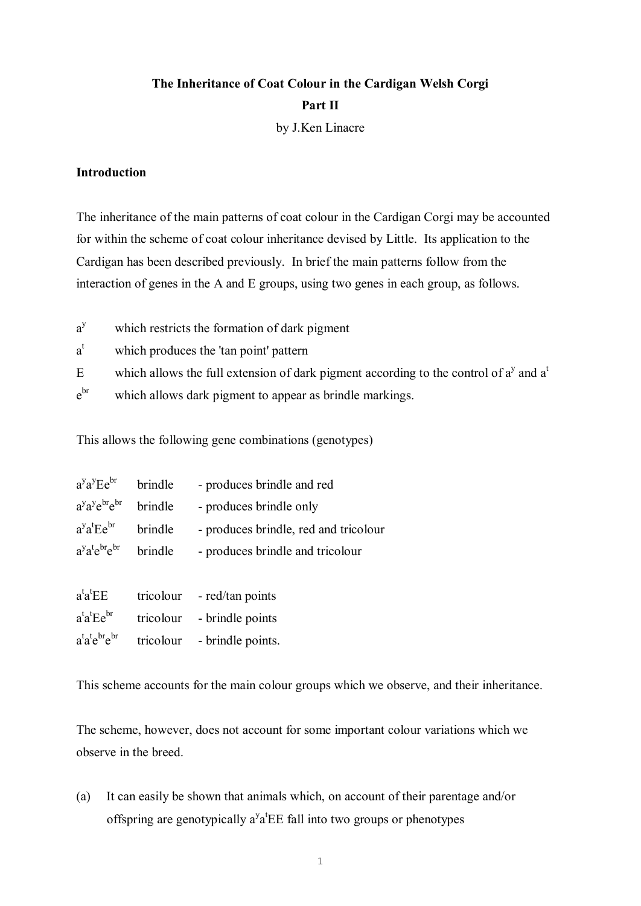**The Inheritance of Coat Colour in the Cardigan Welsh Corgi**

**Part II**

by J.Ken Linacre

**Introduction**

The inheritance of the main patterns of coat colour in the Cardigan Corgi may be accounted for within the scheme of coat colour inheritance devised by Little. Its application to the Cardigan has been described previously. In brief the main patterns follow from the interaction of genes in the A and E groups, using two genes in each group, as follows.

| | |
|---|---|
| $a^y$ | which restricts the formation of dark pigment |
| $a^t$ | which produces the 'tan point' pattern |
| $E$ | which allows the full extension of dark pigment according to the control of $a^y$ and $a^t$ |
| $e^{br}$ | which allows dark pigment to appear as brindle markings. |

This allows the following gene combinations (genotypes)

| | | |
|---|---|---|
| $a^y a^y E e^{br}$ | brindle | - produces brindle and red |
| $a^y a^y e^{br} e^{br}$ | brindle | - produces brindle only |
| $a^y a^t E e^{br}$ | brindle | - produces brindle, red and tricolour |
| $a^y a^t e^{br} e^{br}$ | brindle | - produces brindle and tricolour |
| | | |
| $a^t a^t EE$ | tricolour | - red/tan points |
| $a^t a^t E e^{br}$ | tricolour | - brindle points |
| $a^t a^t e^{br} e^{br}$ | tricolour | - brindle points. |

This scheme accounts for the main colour groups which we observe, and their inheritance.

The scheme, however, does not account for some important colour variations which we observe in the breed.

(a) It can easily be shown that animals which, on account of their parentage and/or offspring are genotypically $a^y a^t EE$ fall into two groups or phenotypes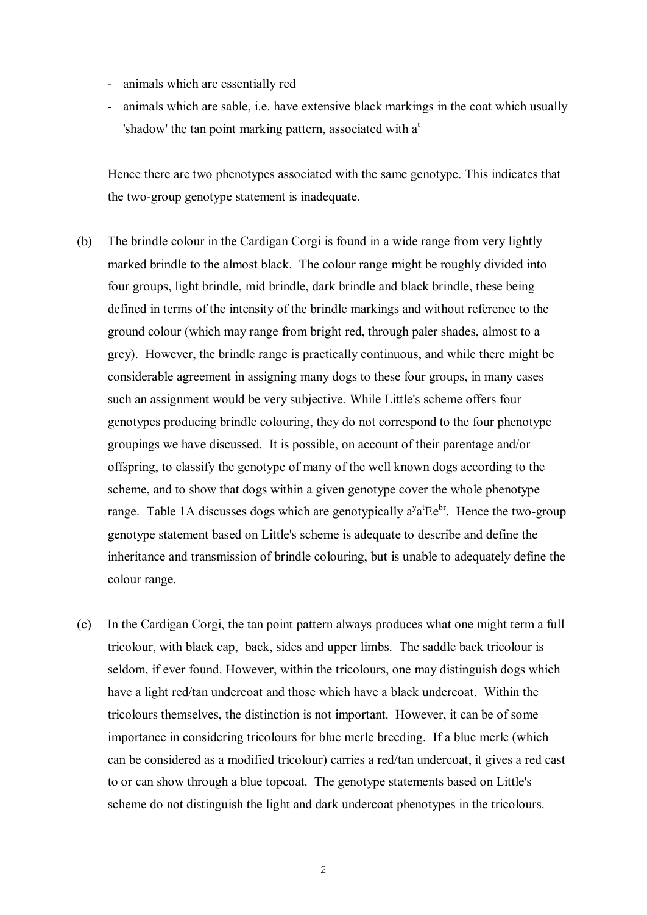- animals which are essentially red
- animals which are sable, i.e. have extensive black markings in the coat which usually 'shadow' the tan point marking pattern, associated with $a^t$

Hence there are two phenotypes associated with the same genotype. This indicates that the two-group genotype statement is inadequate.

(b) The brindle colour in the Cardigan Corgi is found in a wide range from very lightly marked brindle to the almost black. The colour range might be roughly divided into four groups, light brindle, mid brindle, dark brindle and black brindle, these being defined in terms of the intensity of the brindle markings and without reference to the ground colour (which may range from bright red, through paler shades, almost to a grey). However, the brindle range is practically continuous, and while there might be considerable agreement in assigning many dogs to these four groups, in many cases such an assignment would be very subjective. While Little's scheme offers four genotypes producing brindle colouring, they do not correspond to the four phenotype groupings we have discussed. It is possible, on account of their parentage and/or offspring, to classify the genotype of many of the well known dogs according to the scheme, and to show that dogs within a given genotype cover the whole phenotype range. Table 1A discusses dogs which are genotypically $a^ya^tEe^{br}$. Hence the two-group genotype statement based on Little's scheme is adequate to describe and define the inheritance and transmission of brindle colouring, but is unable to adequately define the colour range.

(c) In the Cardigan Corgi, the tan point pattern always produces what one might term a full tricolour, with black cap, back, sides and upper limbs. The saddle back tricolour is seldom, if ever found. However, within the tricolours, one may distinguish dogs which have a light red/tan undercoat and those which have a black undercoat. Within the tricolours themselves, the distinction is not important. However, it can be of some importance in considering tricolours for blue merle breeding. If a blue merle (which can be considered as a modified tricolour) carries a red/tan undercoat, it gives a red cast to or can show through a blue topcoat. The genotype statements based on Little's scheme do not distinguish the light and dark undercoat phenotypes in the tricolours.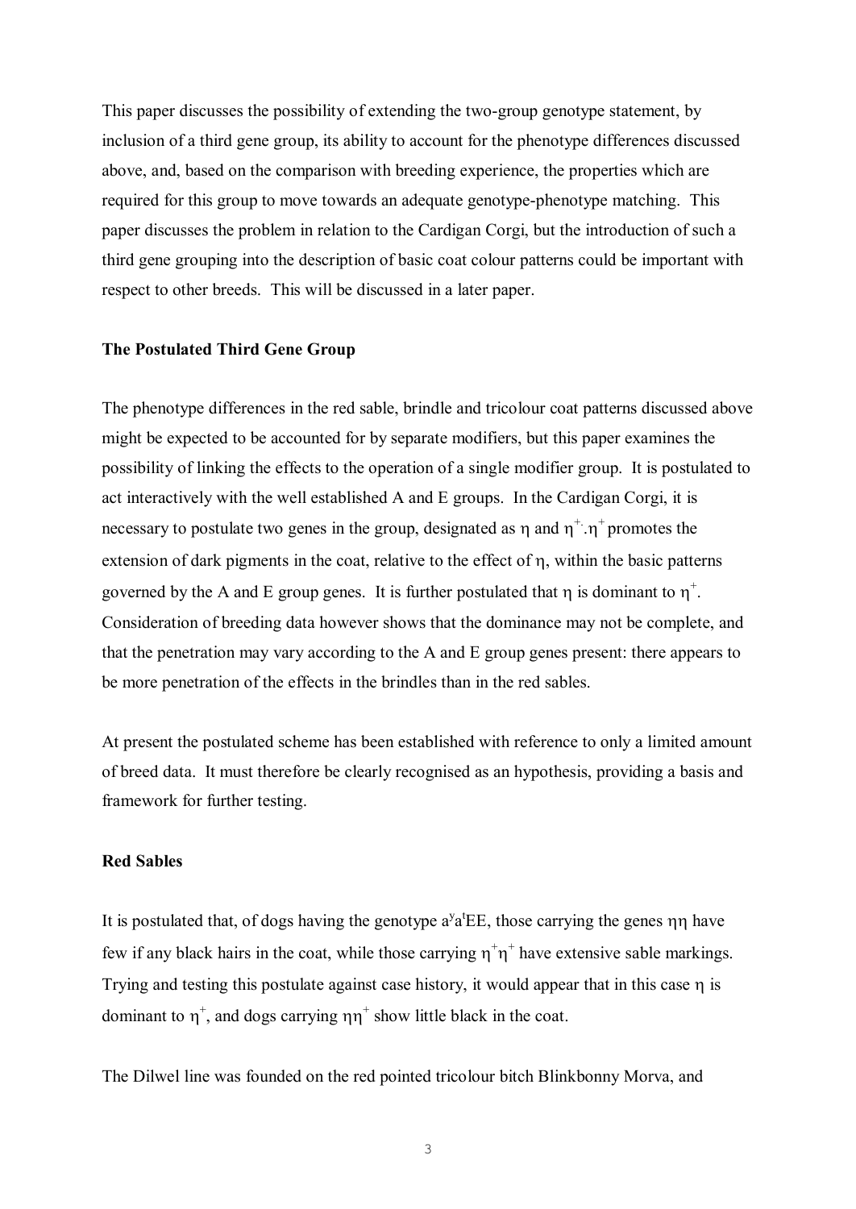This paper discusses the possibility of extending the two-group genotype statement, by inclusion of a third gene group, its ability to account for the phenotype differences discussed above, and, based on the comparison with breeding experience, the properties which are required for this group to move towards an adequate genotype-phenotype matching. This paper discusses the problem in relation to the Cardigan Corgi, but the introduction of such a third gene grouping into the description of basic coat colour patterns could be important with respect to other breeds. This will be discussed in a later paper.

**The Postulated Third Gene Group**

The phenotype differences in the red sable, brindle and tricolour coat patterns discussed above might be expected to be accounted for by separate modifiers, but this paper examines the possibility of linking the effects to the operation of a single modifier group. It is postulated to act interactively with the well established A and E groups. In the Cardigan Corgi, it is necessary to postulate two genes in the group, designated as $\eta$ and $\eta^{+}$. $\eta^{+}$ promotes the extension of dark pigments in the coat, relative to the effect of $\eta$, within the basic patterns governed by the A and E group genes. It is further postulated that $\eta$ is dominant to $\eta^{+}$. Consideration of breeding data however shows that the dominance may not be complete, and that the penetration may vary according to the A and E group genes present: there appears to be more penetration of the effects in the brindles than in the red sables.

At present the postulated scheme has been established with reference to only a limited amount of breed data. It must therefore be clearly recognised as an hypothesis, providing a basis and framework for further testing.

**Red Sables**

It is postulated that, of dogs having the genotype $a^{y}a^{t}EE$, those carrying the genes $\eta\eta$ have few if any black hairs in the coat, while those carrying $\eta^{+}\eta^{+}$ have extensive sable markings. Trying and testing this postulate against case history, it would appear that in this case $\eta$ is dominant to $\eta^{+}$, and dogs carrying $\eta\eta^{+}$ show little black in the coat.

The Dilwel line was founded on the red pointed tricolour bitch Blinkbonny Morva, and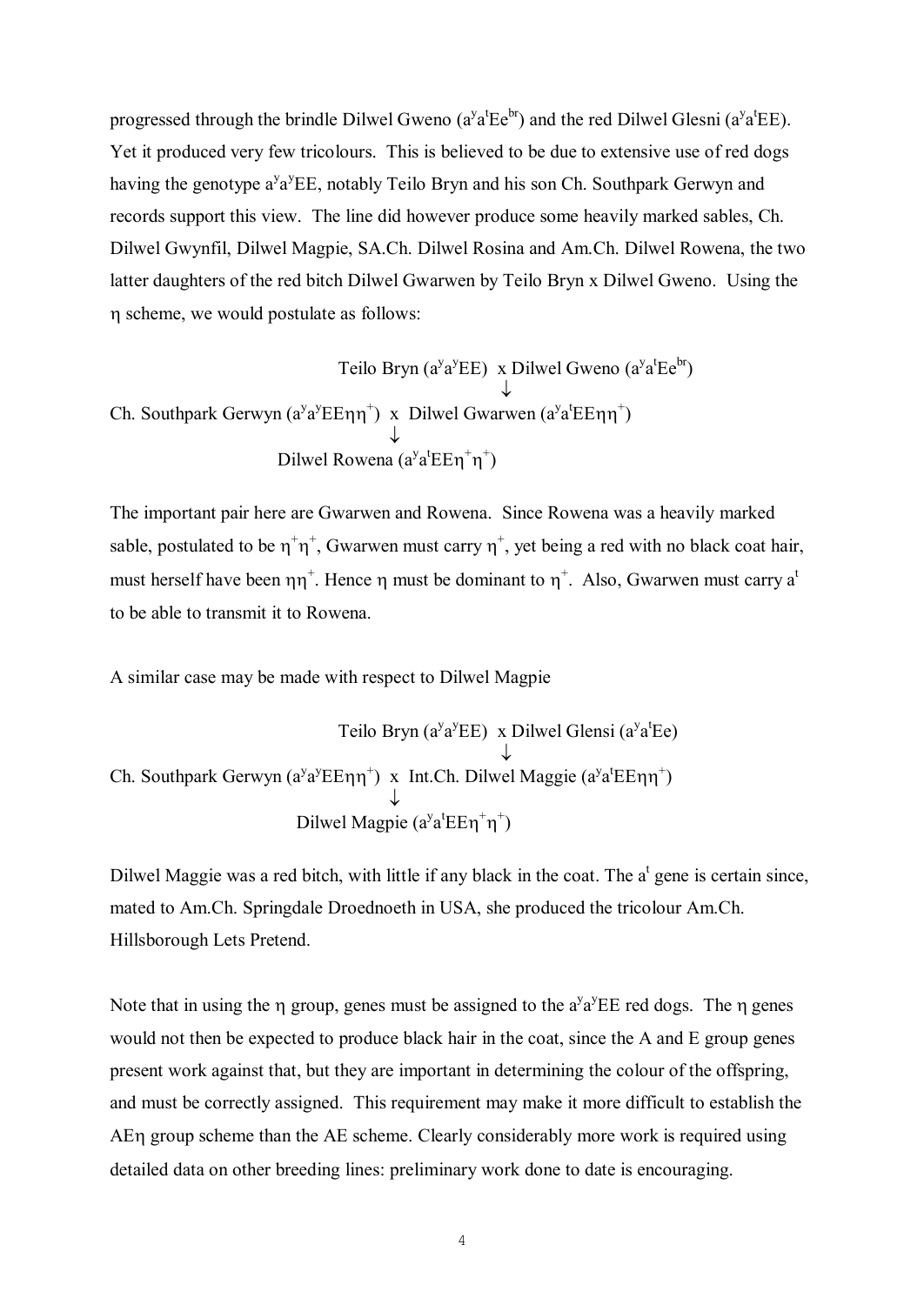progressed through the brindle Dilwel Gweno ($a^ya^tEe^{br}$) and the red Dilwel Glesni ($a^ya^tEE$). Yet it produced very few tricolours. This is believed to be due to extensive use of red dogs having the genotype $a^ya^yEE$, notably Teilo Bryn and his son Ch. Southpark Gerwyn and records support this view. The line did however produce some heavily marked sables, Ch. Dilwel Gwynfil, Dilwel Magpie, SA.Ch. Dilwel Rosina and Am.Ch. Dilwel Rowena, the two latter daughters of the red bitch Dilwel Gwarwen by Teilo Bryn x Dilwel Gweno. Using the $\eta$ scheme, we would postulate as follows:

Teilo Bryn ($a^ya^yEE$) x Dilwel Gweno ($a^ya^tEe^{br}$)
↓
Ch. Southpark Gerwyn ($a^ya^yEE\eta\eta^+$) x Dilwel Gwarwen ($a^ya^tEE\eta\eta^+$)
↓
Dilwel Rowena ($a^ya^tEE\eta^+\eta^+$)

The important pair here are Gwarwen and Rowena. Since Rowena was a heavily marked sable, postulated to be $\eta^+\eta^+$, Gwarwen must carry $\eta^+$, yet being a red with no black coat hair, must herself have been $\eta\eta^+$. Hence $\eta$ must be dominant to $\eta^+$. Also, Gwarwen must carry $a^t$ to be able to transmit it to Rowena.

A similar case may be made with respect to Dilwel Magpie

Teilo Bryn ($a^ya^yEE$) x Dilwel Glensi ($a^ya^tEe$)
↓
Ch. Southpark Gerwyn ($a^ya^yEE\eta\eta^+$) x Int.Ch. Dilwel Maggie ($a^ya^tEE\eta\eta^+$)
↓
Dilwel Magpie ($a^ya^tEE\eta^+\eta^+$)

Dilwel Maggie was a red bitch, with little if any black in the coat. The $a^t$ gene is certain since, mated to Am.Ch. Springdale Droednoeth in USA, she produced the tricolour Am.Ch. Hillsborough Lets Pretend.

Note that in using the $\eta$ group, genes must be assigned to the $a^ya^yEE$ red dogs. The $\eta$ genes would not then be expected to produce black hair in the coat, since the A and E group genes present work against that, but they are important in determining the colour of the offspring, and must be correctly assigned. This requirement may make it more difficult to establish the AE$\eta$ group scheme than the AE scheme. Clearly considerably more work is required using detailed data on other breeding lines: preliminary work done to date is encouraging.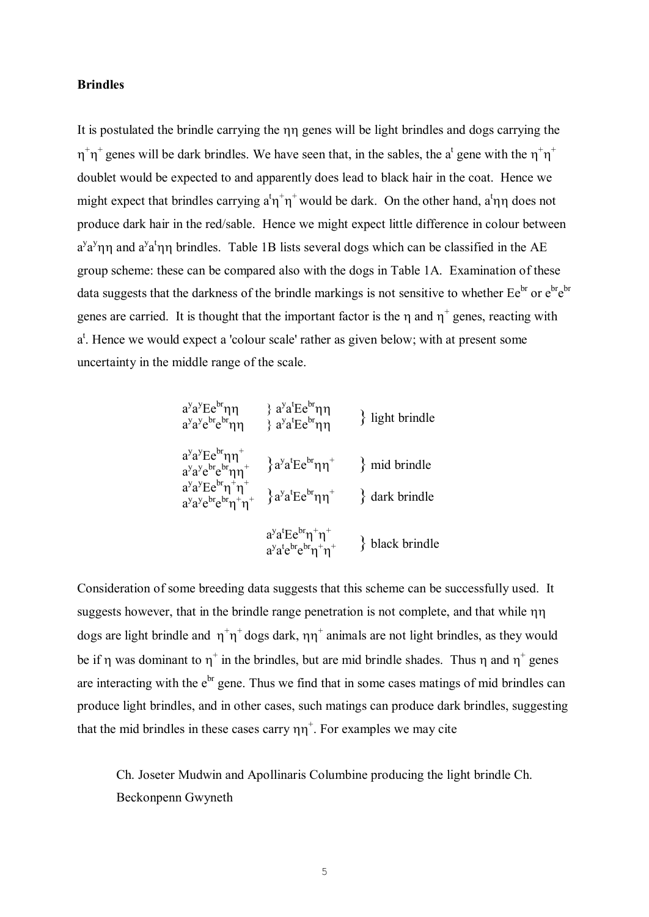**Brindles**

It is postulated the brindle carrying the $\eta\eta$ genes will be light brindles and dogs carrying the $\eta^+\eta^+$ genes will be dark brindles. We have seen that, in the sables, the $a^t$ gene with the $\eta^+\eta^+$ doublet would be expected to and apparently does lead to black hair in the coat. Hence we might expect that brindles carrying $a^t\eta^+\eta^+$ would be dark. On the other hand, $a^t\eta\eta$ does not produce dark hair in the red/sable. Hence we might expect little difference in colour between $a^ya^y\eta\eta$ and $a^ya^t\eta\eta$ brindles. Table 1B lists several dogs which can be classified in the AE group scheme: these can be compared also with the dogs in Table 1A. Examination of these data suggests that the darkness of the brindle markings is not sensitive to whether $Ee^{br}$ or $e^{br}e^{br}$ genes are carried. It is thought that the important factor is the $\eta$ and $\eta^+$ genes, reacting with $a^t$. Hence we would expect a 'colour scale' rather as given below; with at present some uncertainty in the middle range of the scale.

| | | |
|---|---|---|
| $a^ya^yEe^{br}\eta\eta$<br>$a^ya^ye^{br}e^{br}\eta\eta$ | } $a^ya^tEe^{br}\eta\eta$<br>} $a^ya^tEe^{br}\eta\eta$ | } light brindle |
| $a^ya^yEe^{br}\eta\eta^+$<br>$a^ya^ye^{br}e^{br}\eta\eta^+$ | } $a^ya^tEe^{br}\eta\eta^+$ | } mid brindle |
| $a^ya^yEe^{br}\eta^+\eta^+$<br>$a^ya^ye^{br}e^{br}\eta^+\eta^+$ | } $a^ya^tEe^{br}\eta\eta^+$ | } dark brindle |
| | $a^ya^tEe^{br}\eta^+\eta^+$<br>$a^ya^te^{br}e^{br}\eta^+\eta^+$ | } black brindle |

Consideration of some breeding data suggests that this scheme can be successfully used. It suggests however, that in the brindle range penetration is not complete, and that while $\eta\eta$ dogs are light brindle and $\eta^+\eta^+$ dogs dark, $\eta\eta^+$ animals are not light brindles, as they would be if $\eta$ was dominant to $\eta^+$ in the brindles, but are mid brindle shades. Thus $\eta$ and $\eta^+$ genes are interacting with the $e^{br}$ gene. Thus we find that in some cases matings of mid brindles can produce light brindles, and in other cases, such matings can produce dark brindles, suggesting that the mid brindles in these cases carry $\eta\eta^+$. For examples we may cite

Ch. Joseter Mudwin and Apollinaris Columbine producing the light brindle Ch. Beckonpenn Gwyneth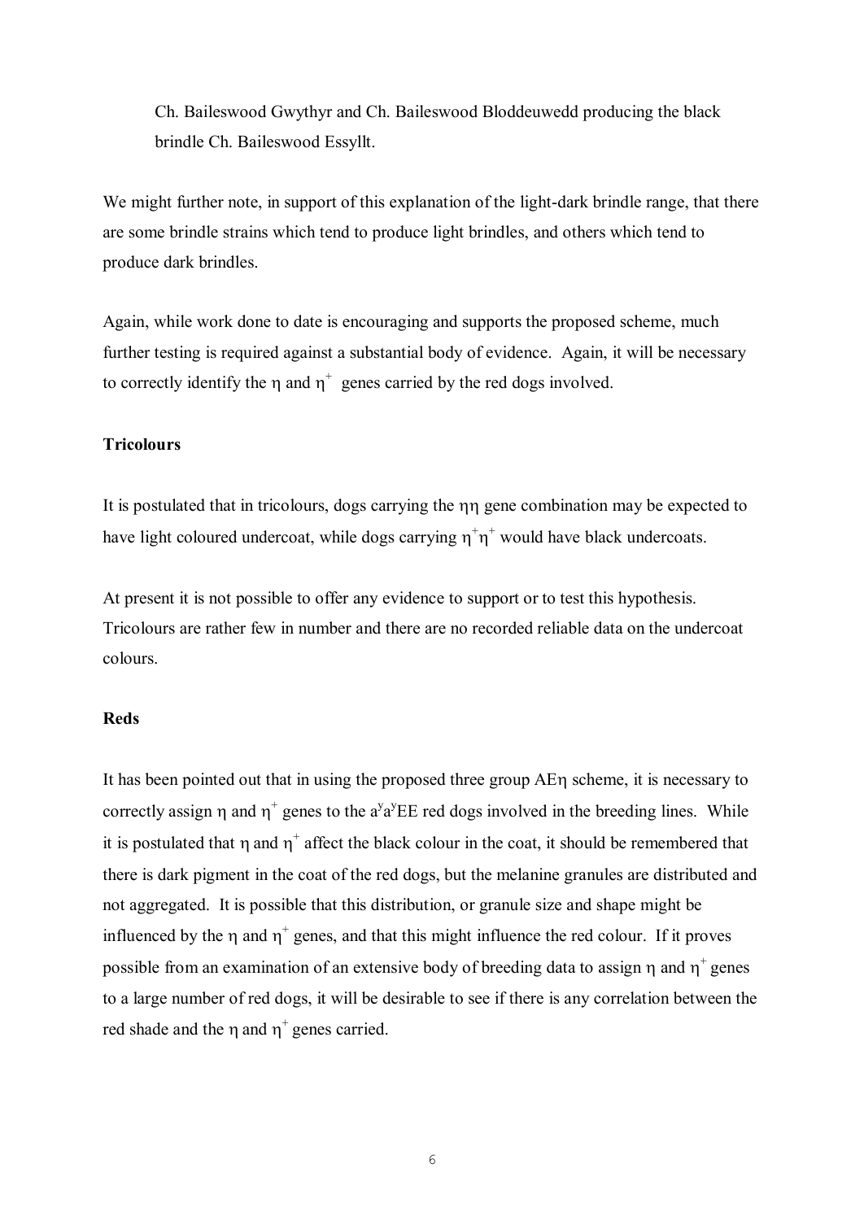Ch. Baileswood Gwythyr and Ch. Baileswood Bloddeuwedd producing the black brindle Ch. Baileswood Essyllt.

We might further note, in support of this explanation of the light-dark brindle range, that there are some brindle strains which tend to produce light brindles, and others which tend to produce dark brindles.

Again, while work done to date is encouraging and supports the proposed scheme, much further testing is required against a substantial body of evidence. Again, it will be necessary to correctly identify the $\eta$ and $\eta^+$ genes carried by the red dogs involved.

**Tricolours**

It is postulated that in tricolours, dogs carrying the $\eta\eta$ gene combination may be expected to have light coloured undercoat, while dogs carrying $\eta^+\eta^+$ would have black undercoats.

At present it is not possible to offer any evidence to support or to test this hypothesis. Tricolours are rather few in number and there are no recorded reliable data on the undercoat colours.

**Reds**

It has been pointed out that in using the proposed three group AE$\eta$ scheme, it is necessary to correctly assign $\eta$ and $\eta^+$ genes to the $a^ya^y$EE red dogs involved in the breeding lines. While it is postulated that $\eta$ and $\eta^+$ affect the black colour in the coat, it should be remembered that there is dark pigment in the coat of the red dogs, but the melanine granules are distributed and not aggregated. It is possible that this distribution, or granule size and shape might be influenced by the $\eta$ and $\eta^+$ genes, and that this might influence the red colour. If it proves possible from an examination of an extensive body of breeding data to assign $\eta$ and $\eta^+$ genes to a large number of red dogs, it will be desirable to see if there is any correlation between the red shade and the $\eta$ and $\eta^+$ genes carried.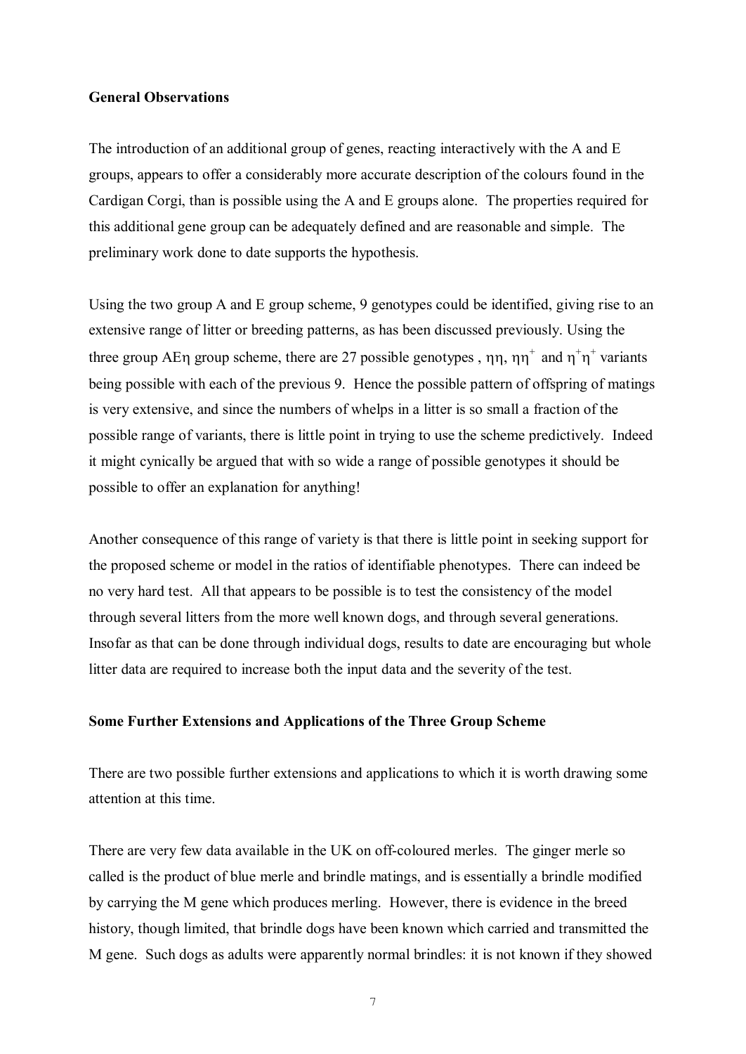**General Observations**

The introduction of an additional group of genes, reacting interactively with the A and E groups, appears to offer a considerably more accurate description of the colours found in the Cardigan Corgi, than is possible using the A and E groups alone. The properties required for this additional gene group can be adequately defined and are reasonable and simple. The preliminary work done to date supports the hypothesis.

Using the two group A and E group scheme, 9 genotypes could be identified, giving rise to an extensive range of litter or breeding patterns, as has been discussed previously. Using the three group AEη group scheme, there are 27 possible genotypes , ηη, $\eta\eta^{+}$ and $\eta^{+}\eta^{+}$ variants being possible with each of the previous 9. Hence the possible pattern of offspring of matings is very extensive, and since the numbers of whelps in a litter is so small a fraction of the possible range of variants, there is little point in trying to use the scheme predictively. Indeed it might cynically be argued that with so wide a range of possible genotypes it should be possible to offer an explanation for anything!

Another consequence of this range of variety is that there is little point in seeking support for the proposed scheme or model in the ratios of identifiable phenotypes. There can indeed be no very hard test. All that appears to be possible is to test the consistency of the model through several litters from the more well known dogs, and through several generations. Insofar as that can be done through individual dogs, results to date are encouraging but whole litter data are required to increase both the input data and the severity of the test.

**Some Further Extensions and Applications of the Three Group Scheme**

There are two possible further extensions and applications to which it is worth drawing some attention at this time.

There are very few data available in the UK on off-coloured merles. The ginger merle so called is the product of blue merle and brindle matings, and is essentially a brindle modified by carrying the M gene which produces merling. However, there is evidence in the breed history, though limited, that brindle dogs have been known which carried and transmitted the M gene. Such dogs as adults were apparently normal brindles: it is not known if they showed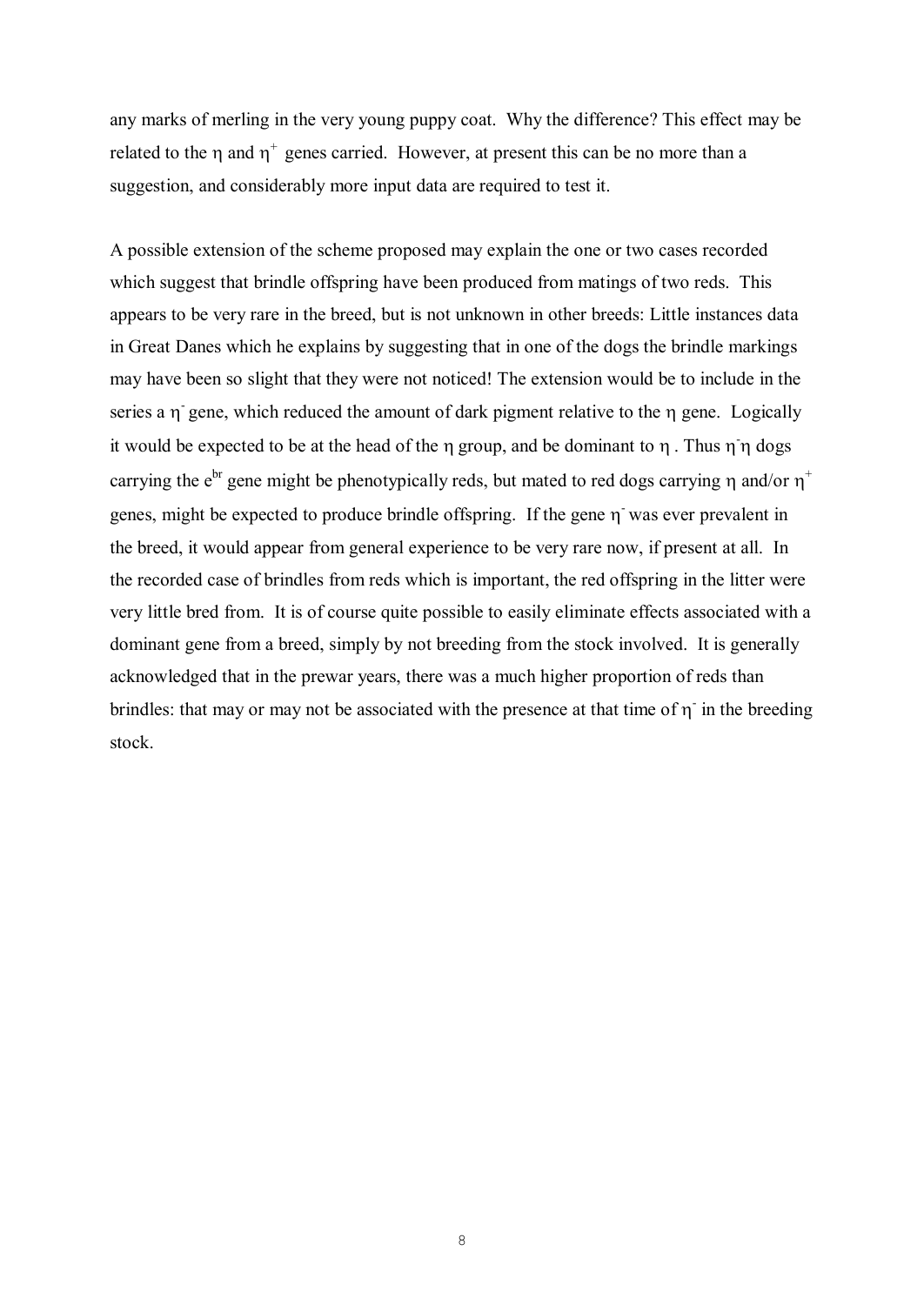any marks of merling in the very young puppy coat. Why the difference? This effect may be related to the $\eta$ and $\eta^{+}$ genes carried. However, at present this can be no more than a suggestion, and considerably more input data are required to test it.

A possible extension of the scheme proposed may explain the one or two cases recorded which suggest that brindle offspring have been produced from matings of two reds. This appears to be very rare in the breed, but is not unknown in other breeds: Little instances data in Great Danes which he explains by suggesting that in one of the dogs the brindle markings may have been so slight that they were not noticed! The extension would be to include in the series a $\eta^{-}$ gene, which reduced the amount of dark pigment relative to the $\eta$ gene. Logically it would be expected to be at the head of the $\eta$ group, and be dominant to $\eta$ . Thus $\eta^{-}\eta$ dogs carrying the $e^{br}$ gene might be phenotypically reds, but mated to red dogs carrying $\eta$ and/or $\eta^{+}$ genes, might be expected to produce brindle offspring. If the gene $\eta^{-}$ was ever prevalent in the breed, it would appear from general experience to be very rare now, if present at all. In the recorded case of brindles from reds which is important, the red offspring in the litter were very little bred from. It is of course quite possible to easily eliminate effects associated with a dominant gene from a breed, simply by not breeding from the stock involved. It is generally acknowledged that in the prewar years, there was a much higher proportion of reds than brindles: that may or may not be associated with the presence at that time of $\eta^{-}$ in the breeding stock.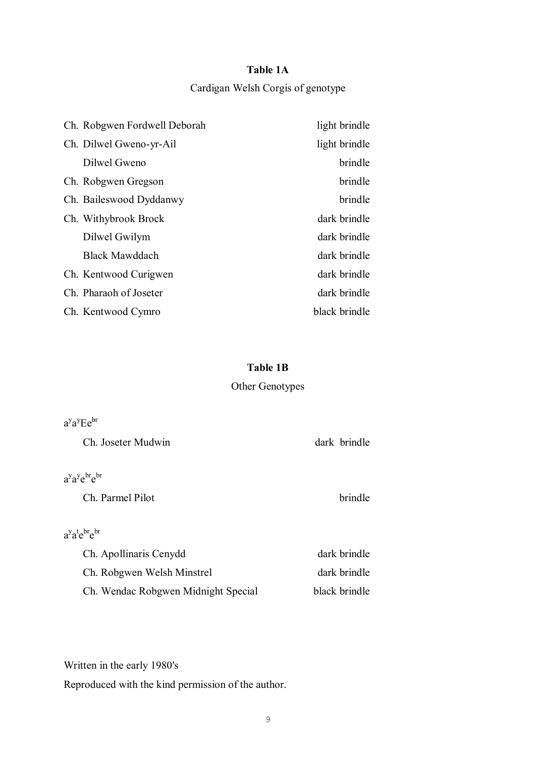**Table 1A**

Cardigan Welsh Corgis of genotype

| | |
|---|---|
| Ch. Robgwen Fordwell Deborah | light brindle |
| Ch. Dilwel Gweno-yr-Ail | light brindle |
| Dilwel Gweno | brindle |
| Ch. Robgwen Gregson | brindle |
| Ch. Baileswood Dyddanwy | brindle |
| Ch. Withybrook Brock | dark brindle |
| Dilwel Gwilym | dark brindle |
| Black Mawddach | dark brindle |
| Ch. Kentwood Curigwen | dark brindle |
| Ch. Pharaoh of Joseter | dark brindle |
| Ch. Kentwood Cymro | black brindle |

**Table 1B**

Other Genotypes

| | |
|---|---|
| $a^y a^y E e^{br}$ | |
| Ch. Joseter Mudwin | dark brindle |
| $a^y a^y e^{br} e^{br}$ | |
| Ch. Parmel Pilot | brindle |
| $a^y a^t e^{br} e^{br}$ | |
| Ch. Apollinaris Cenydd | dark brindle |
| Ch. Robgwen Welsh Minstrel | dark brindle |
| Ch. Wendac Robgwen Midnight Special | black brindle |

Written in the early 1980's

Reproduced with the kind permission of the author.